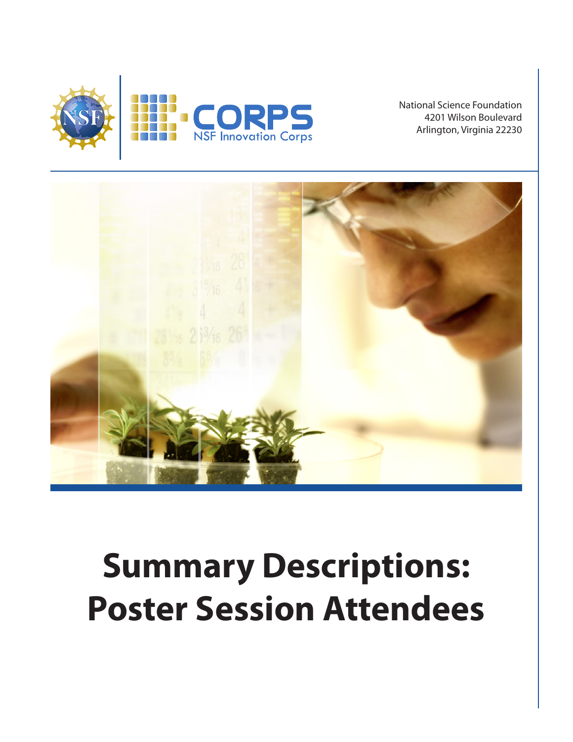NSF

I-CORPS
NSF Innovation Corps

National Science Foundation
4201 Wilson Boulevard
Arlington, Virginia 22230

# Summary Descriptions: Poster Session Attendees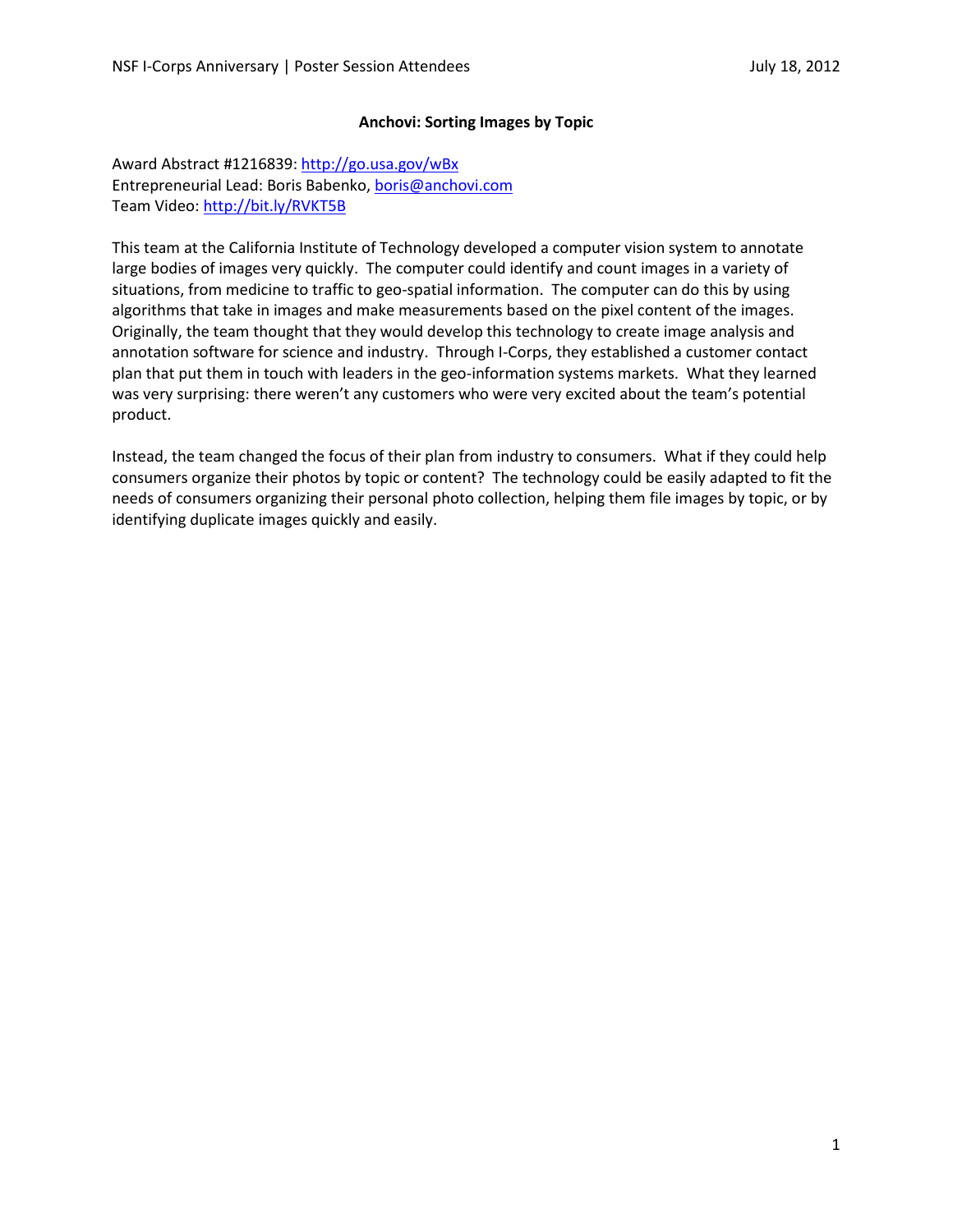**Anchovi: Sorting Images by Topic**

Award Abstract #1216839: http://go.usa.gov/wBx
Entrepreneurial Lead: Boris Babenko, boris@anchovi.com
Team Video: http://bit.ly/RVKT5B

This team at the California Institute of Technology developed a computer vision system to annotate large bodies of images very quickly. The computer could identify and count images in a variety of situations, from medicine to traffic to geo-spatial information. The computer can do this by using algorithms that take in images and make measurements based on the pixel content of the images. Originally, the team thought that they would develop this technology to create image analysis and annotation software for science and industry. Through I-Corps, they established a customer contact plan that put them in touch with leaders in the geo-information systems markets. What they learned was very surprising: there weren't any customers who were very excited about the team's potential product.

Instead, the team changed the focus of their plan from industry to consumers. What if they could help consumers organize their photos by topic or content? The technology could be easily adapted to fit the needs of consumers organizing their personal photo collection, helping them file images by topic, or by identifying duplicate images quickly and easily.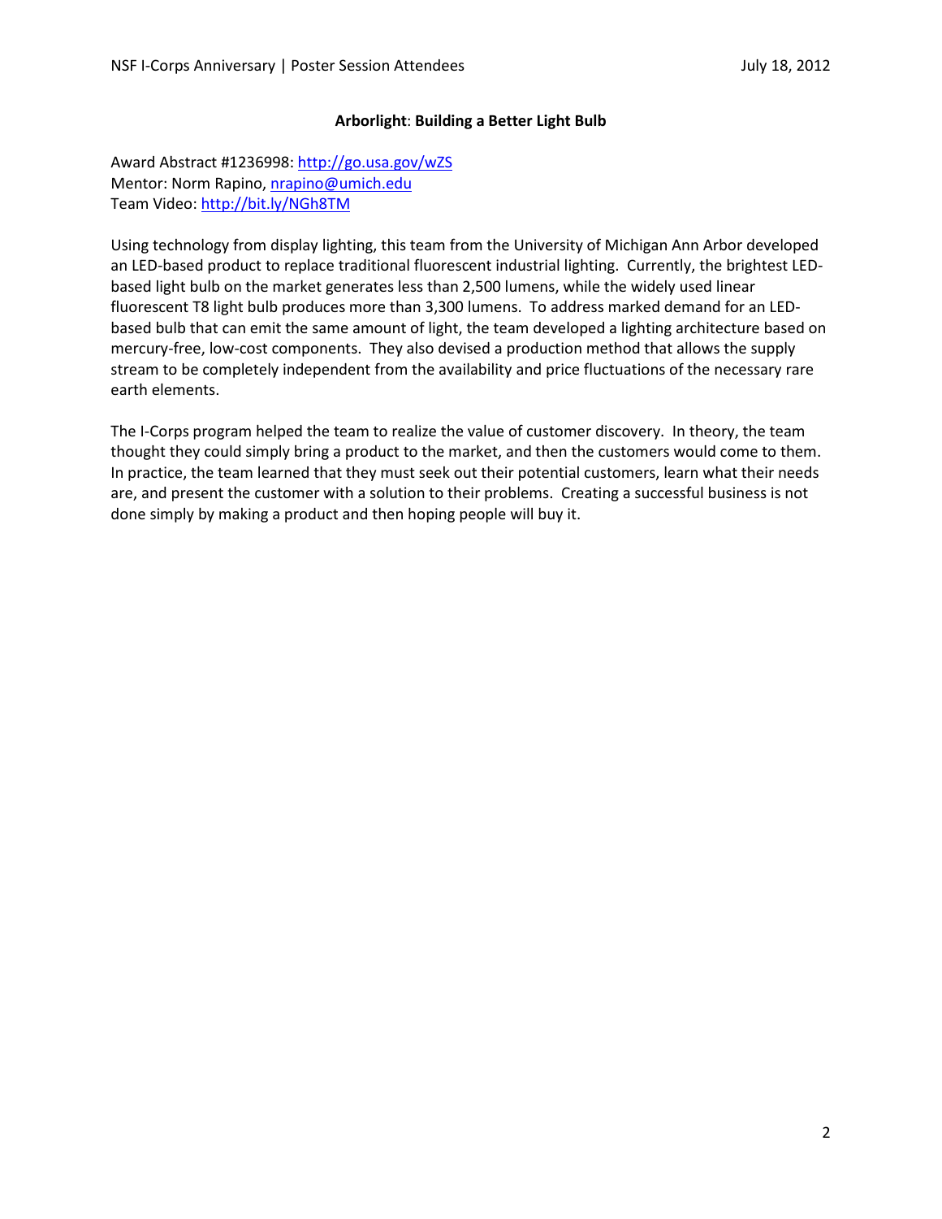## **Arborlight**: **Building a Better Light Bulb**

Award Abstract #1236998: http://go.usa.gov/wZS
Mentor: Norm Rapino, nrapino@umich.edu
Team Video: http://bit.ly/NGh8TM

Using technology from display lighting, this team from the University of Michigan Ann Arbor developed an LED-based product to replace traditional fluorescent industrial lighting. Currently, the brightest LED-based light bulb on the market generates less than 2,500 lumens, while the widely used linear fluorescent T8 light bulb produces more than 3,300 lumens. To address marked demand for an LED-based bulb that can emit the same amount of light, the team developed a lighting architecture based on mercury-free, low-cost components. They also devised a production method that allows the supply stream to be completely independent from the availability and price fluctuations of the necessary rare earth elements.

The I-Corps program helped the team to realize the value of customer discovery. In theory, the team thought they could simply bring a product to the market, and then the customers would come to them. In practice, the team learned that they must seek out their potential customers, learn what their needs are, and present the customer with a solution to their problems. Creating a successful business is not done simply by making a product and then hoping people will buy it.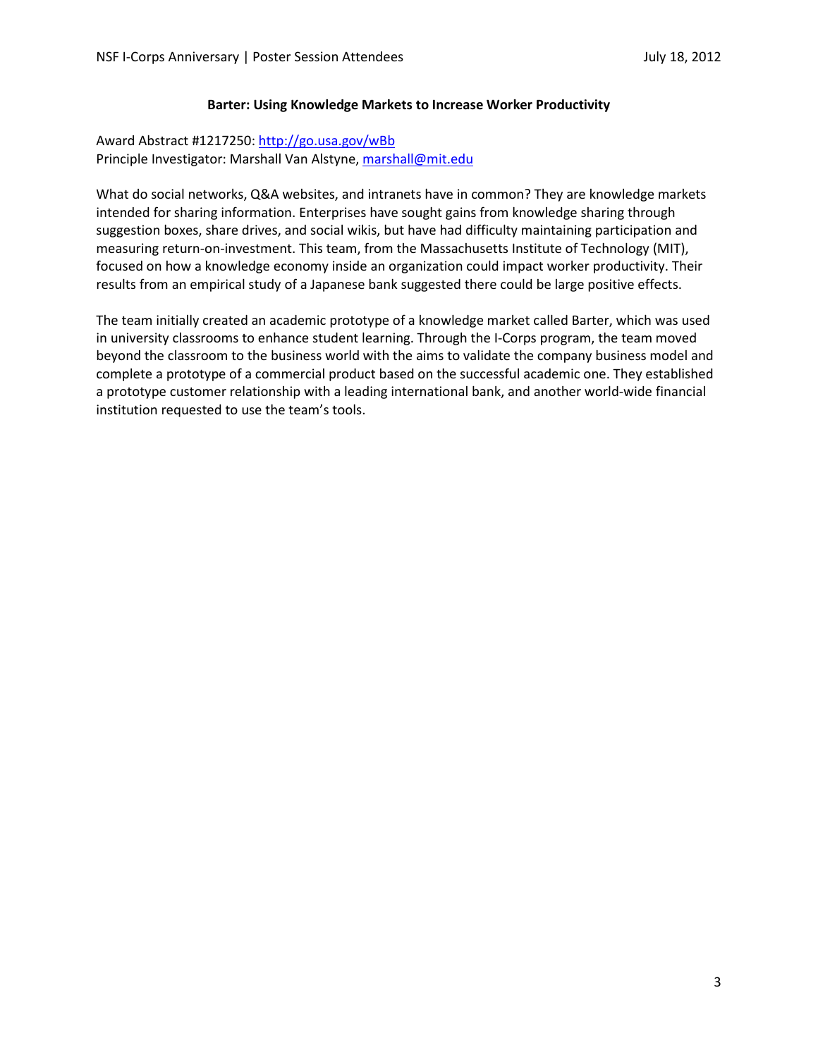**Barter: Using Knowledge Markets to Increase Worker Productivity**

Award Abstract #1217250: http://go.usa.gov/wBb
Principle Investigator: Marshall Van Alstyne, marshall@mit.edu

What do social networks, Q&A websites, and intranets have in common? They are knowledge markets intended for sharing information. Enterprises have sought gains from knowledge sharing through suggestion boxes, share drives, and social wikis, but have had difficulty maintaining participation and measuring return-on-investment. This team, from the Massachusetts Institute of Technology (MIT), focused on how a knowledge economy inside an organization could impact worker productivity. Their results from an empirical study of a Japanese bank suggested there could be large positive effects.

The team initially created an academic prototype of a knowledge market called Barter, which was used in university classrooms to enhance student learning. Through the I-Corps program, the team moved beyond the classroom to the business world with the aims to validate the company business model and complete a prototype of a commercial product based on the successful academic one. They established a prototype customer relationship with a leading international bank, and another world-wide financial institution requested to use the team's tools.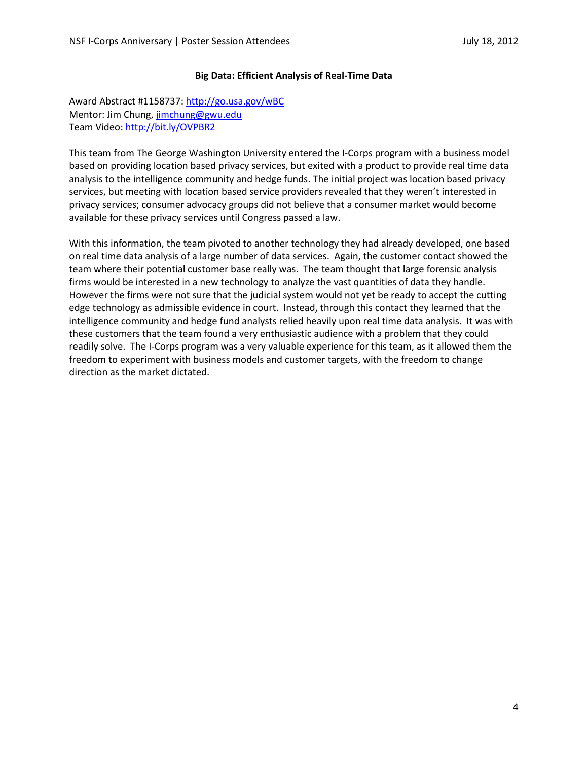## Big Data: Efficient Analysis of Real-Time Data

Award Abstract #1158737: http://go.usa.gov/wBC
Mentor: Jim Chung, jimchung@gwu.edu
Team Video: http://bit.ly/OVPBR2

This team from The George Washington University entered the I-Corps program with a business model based on providing location based privacy services, but exited with a product to provide real time data analysis to the intelligence community and hedge funds. The initial project was location based privacy services, but meeting with location based service providers revealed that they weren't interested in privacy services; consumer advocacy groups did not believe that a consumer market would become available for these privacy services until Congress passed a law.

With this information, the team pivoted to another technology they had already developed, one based on real time data analysis of a large number of data services. Again, the customer contact showed the team where their potential customer base really was. The team thought that large forensic analysis firms would be interested in a new technology to analyze the vast quantities of data they handle. However the firms were not sure that the judicial system would not yet be ready to accept the cutting edge technology as admissible evidence in court. Instead, through this contact they learned that the intelligence community and hedge fund analysts relied heavily upon real time data analysis. It was with these customers that the team found a very enthusiastic audience with a problem that they could readily solve. The I-Corps program was a very valuable experience for this team, as it allowed them the freedom to experiment with business models and customer targets, with the freedom to change direction as the market dictated.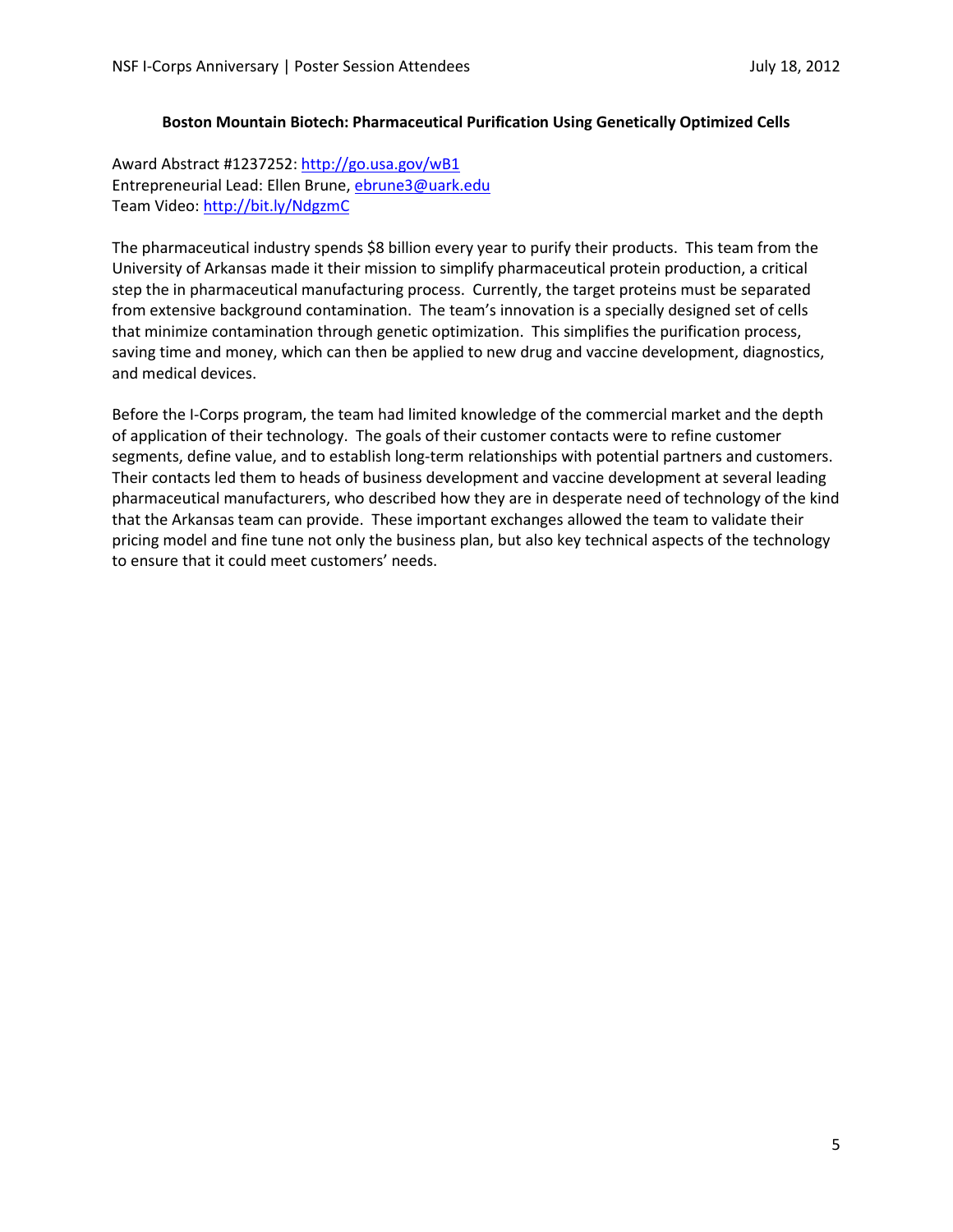**Boston Mountain Biotech: Pharmaceutical Purification Using Genetically Optimized Cells**

Award Abstract #1237252: http://go.usa.gov/wB1
Entrepreneurial Lead: Ellen Brune, ebrune3@uark.edu
Team Video: http://bit.ly/NdgzmC

The pharmaceutical industry spends $8 billion every year to purify their products. This team from the University of Arkansas made it their mission to simplify pharmaceutical protein production, a critical step the in pharmaceutical manufacturing process. Currently, the target proteins must be separated from extensive background contamination. The team's innovation is a specially designed set of cells that minimize contamination through genetic optimization. This simplifies the purification process, saving time and money, which can then be applied to new drug and vaccine development, diagnostics, and medical devices.

Before the I-Corps program, the team had limited knowledge of the commercial market and the depth of application of their technology. The goals of their customer contacts were to refine customer segments, define value, and to establish long-term relationships with potential partners and customers. Their contacts led them to heads of business development and vaccine development at several leading pharmaceutical manufacturers, who described how they are in desperate need of technology of the kind that the Arkansas team can provide. These important exchanges allowed the team to validate their pricing model and fine tune not only the business plan, but also key technical aspects of the technology to ensure that it could meet customers' needs.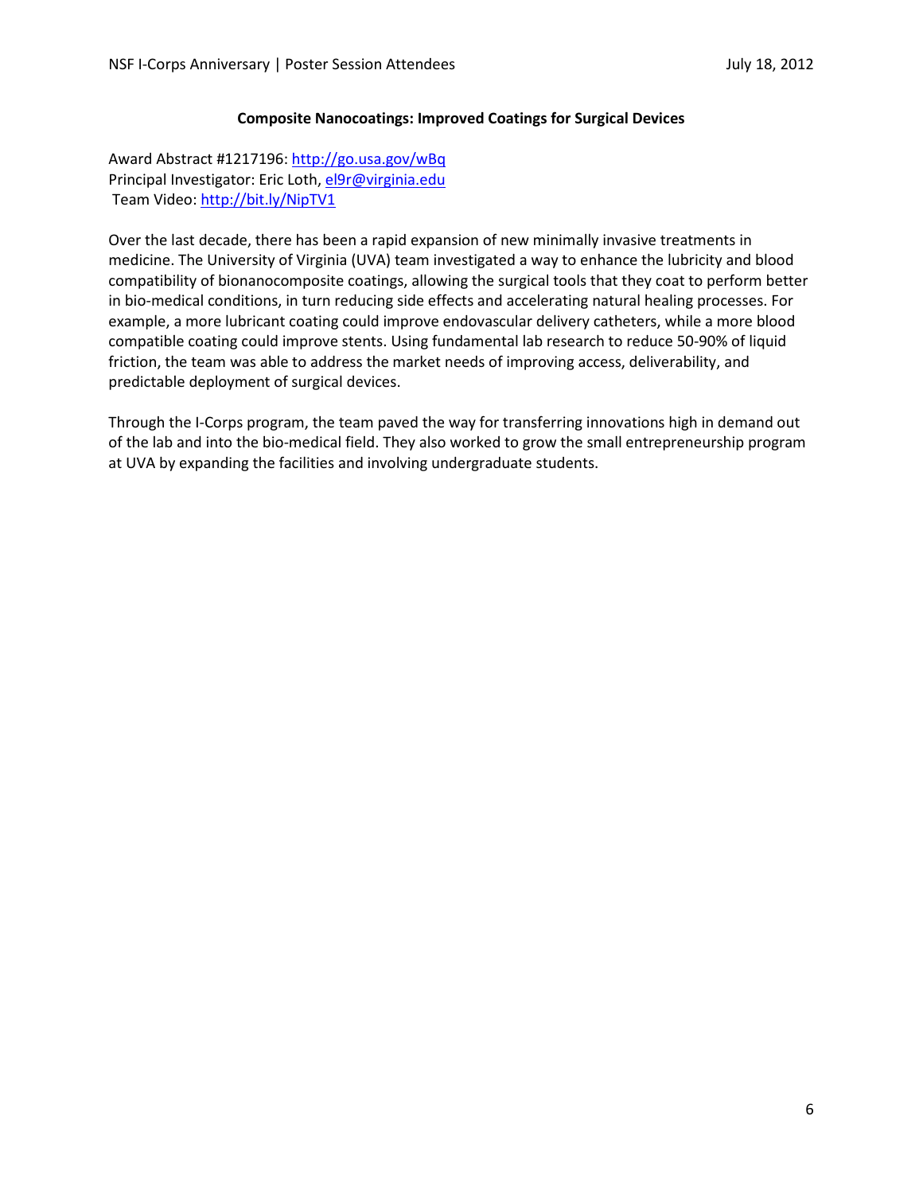### Composite Nanocoatings: Improved Coatings for Surgical Devices

Award Abstract #1217196: http://go.usa.gov/wBq
Principal Investigator: Eric Loth, el9r@virginia.edu
Team Video: http://bit.ly/NipTV1

Over the last decade, there has been a rapid expansion of new minimally invasive treatments in medicine. The University of Virginia (UVA) team investigated a way to enhance the lubricity and blood compatibility of bionanocomposite coatings, allowing the surgical tools that they coat to perform better in bio-medical conditions, in turn reducing side effects and accelerating natural healing processes. For example, a more lubricant coating could improve endovascular delivery catheters, while a more blood compatible coating could improve stents. Using fundamental lab research to reduce 50-90% of liquid friction, the team was able to address the market needs of improving access, deliverability, and predictable deployment of surgical devices.

Through the I-Corps program, the team paved the way for transferring innovations high in demand out of the lab and into the bio-medical field. They also worked to grow the small entrepreneurship program at UVA by expanding the facilities and involving undergraduate students.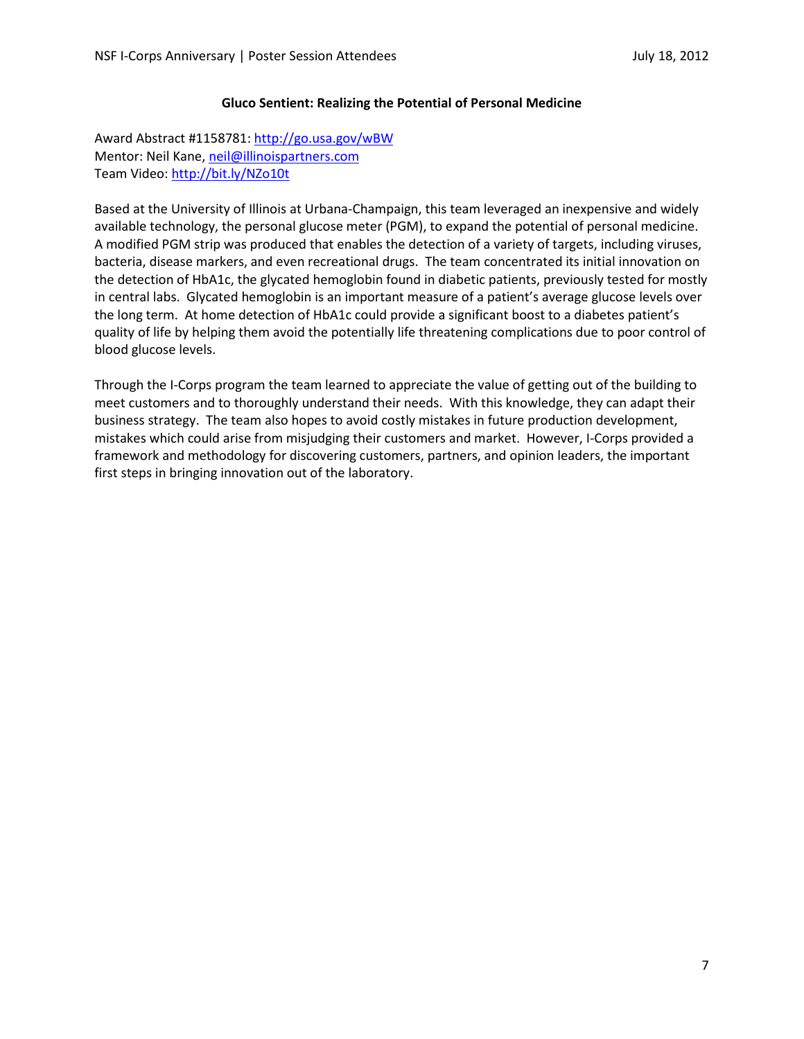## Gluco Sentient: Realizing the Potential of Personal Medicine

Award Abstract #1158781: http://go.usa.gov/wBW
Mentor: Neil Kane, neil@illinoispartners.com
Team Video: http://bit.ly/NZo10t

Based at the University of Illinois at Urbana-Champaign, this team leveraged an inexpensive and widely available technology, the personal glucose meter (PGM), to expand the potential of personal medicine. A modified PGM strip was produced that enables the detection of a variety of targets, including viruses, bacteria, disease markers, and even recreational drugs. The team concentrated its initial innovation on the detection of HbA1c, the glycated hemoglobin found in diabetic patients, previously tested for mostly in central labs. Glycated hemoglobin is an important measure of a patient's average glucose levels over the long term. At home detection of HbA1c could provide a significant boost to a diabetes patient's quality of life by helping them avoid the potentially life threatening complications due to poor control of blood glucose levels.

Through the I-Corps program the team learned to appreciate the value of getting out of the building to meet customers and to thoroughly understand their needs. With this knowledge, they can adapt their business strategy. The team also hopes to avoid costly mistakes in future production development, mistakes which could arise from misjudging their customers and market. However, I-Corps provided a framework and methodology for discovering customers, partners, and opinion leaders, the important first steps in bringing innovation out of the laboratory.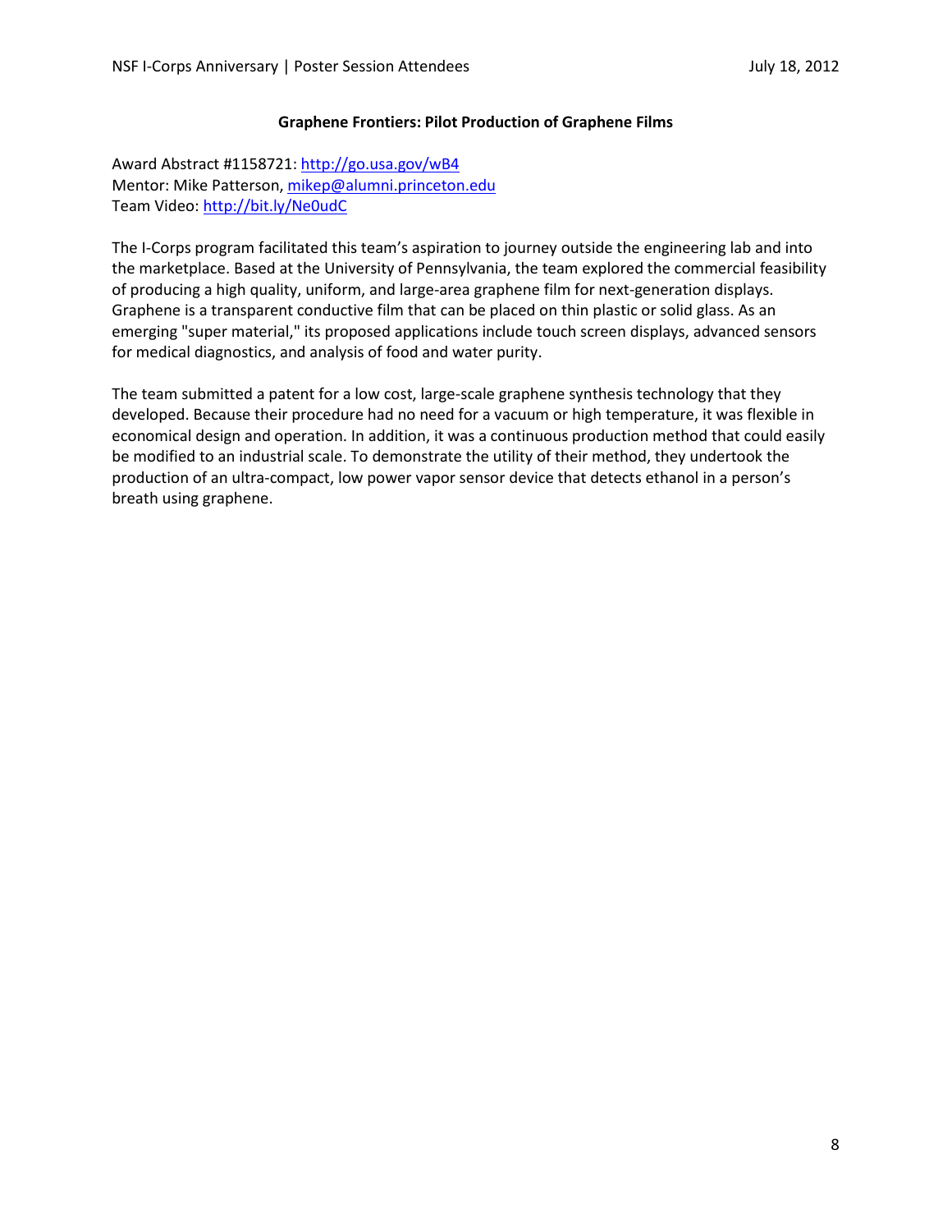## Graphene Frontiers: Pilot Production of Graphene Films

Award Abstract #1158721: [http://go.usa.gov/wB4](http://go.usa.gov/wB4)
Mentor: Mike Patterson, [mikep@alumni.princeton.edu](mailto:mikep@alumni.princeton.edu)
Team Video: [http://bit.ly/Ne0udC](http://bit.ly/Ne0udC)

The I-Corps program facilitated this team's aspiration to journey outside the engineering lab and into the marketplace. Based at the University of Pennsylvania, the team explored the commercial feasibility of producing a high quality, uniform, and large-area graphene film for next-generation displays. Graphene is a transparent conductive film that can be placed on thin plastic or solid glass. As an emerging "super material," its proposed applications include touch screen displays, advanced sensors for medical diagnostics, and analysis of food and water purity.

The team submitted a patent for a low cost, large-scale graphene synthesis technology that they developed. Because their procedure had no need for a vacuum or high temperature, it was flexible in economical design and operation. In addition, it was a continuous production method that could easily be modified to an industrial scale. To demonstrate the utility of their method, they undertook the production of an ultra-compact, low power vapor sensor device that detects ethanol in a person's breath using graphene.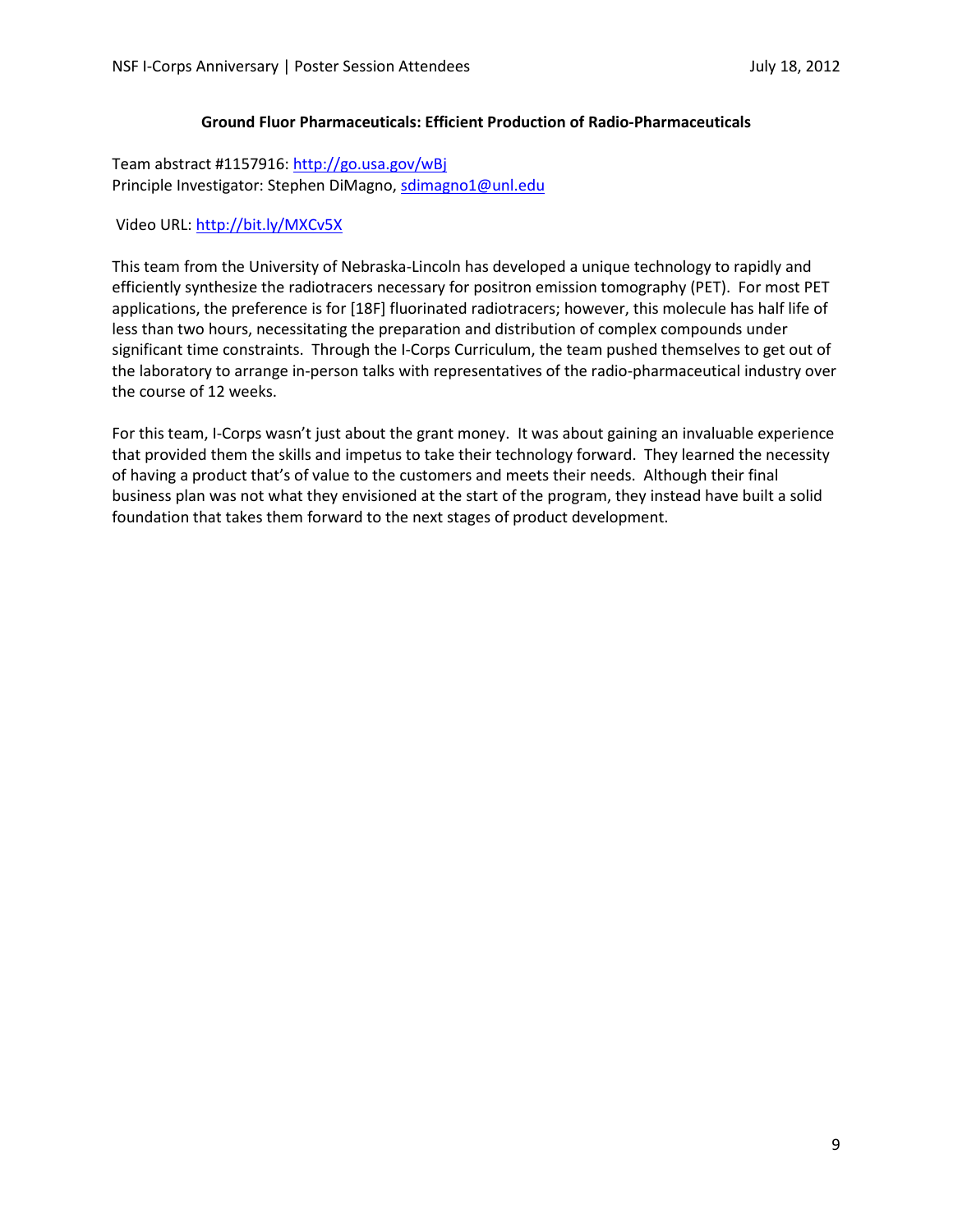**Ground Fluor Pharmaceuticals: Efficient Production of Radio-Pharmaceuticals**

Team abstract #1157916: http://go.usa.gov/wBj
Principle Investigator: Stephen DiMagno, sdimagno1@unl.edu

Video URL: http://bit.ly/MXCv5X

This team from the University of Nebraska-Lincoln has developed a unique technology to rapidly and efficiently synthesize the radiotracers necessary for positron emission tomography (PET). For most PET applications, the preference is for [18F] fluorinated radiotracers; however, this molecule has half life of less than two hours, necessitating the preparation and distribution of complex compounds under significant time constraints. Through the I-Corps Curriculum, the team pushed themselves to get out of the laboratory to arrange in-person talks with representatives of the radio-pharmaceutical industry over the course of 12 weeks.

For this team, I-Corps wasn't just about the grant money. It was about gaining an invaluable experience that provided them the skills and impetus to take their technology forward. They learned the necessity of having a product that's of value to the customers and meets their needs. Although their final business plan was not what they envisioned at the start of the program, they instead have built a solid foundation that takes them forward to the next stages of product development.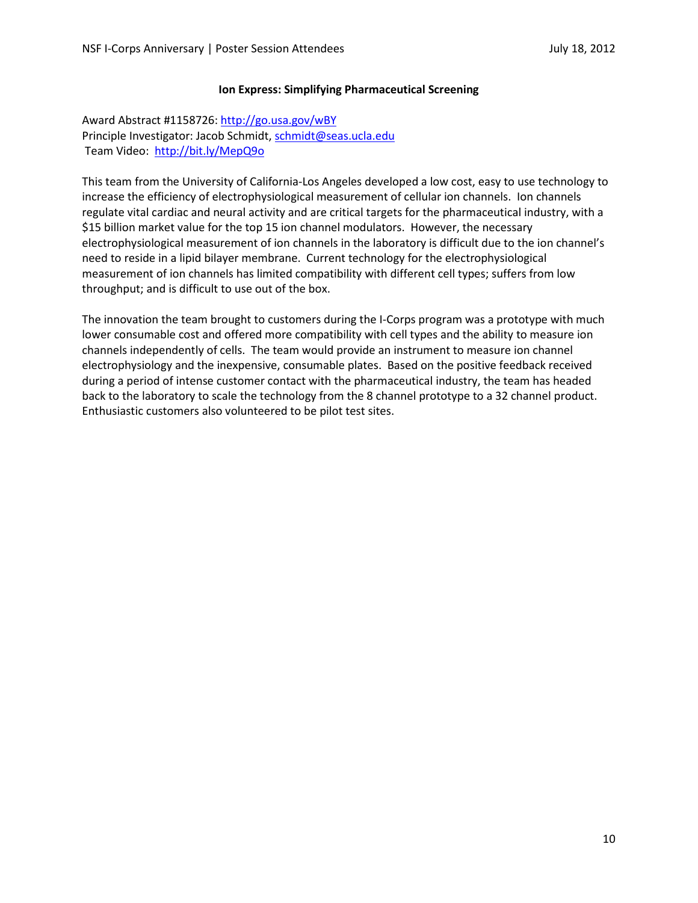### Ion Express: Simplifying Pharmaceutical Screening

Award Abstract #1158726: http://go.usa.gov/wBY
Principle Investigator: Jacob Schmidt, schmidt@seas.ucla.edu
Team Video: http://bit.ly/MepQ9o

This team from the University of California-Los Angeles developed a low cost, easy to use technology to increase the efficiency of electrophysiological measurement of cellular ion channels. Ion channels regulate vital cardiac and neural activity and are critical targets for the pharmaceutical industry, with a $15 billion market value for the top 15 ion channel modulators. However, the necessary electrophysiological measurement of ion channels in the laboratory is difficult due to the ion channel's need to reside in a lipid bilayer membrane. Current technology for the electrophysiological measurement of ion channels has limited compatibility with different cell types; suffers from low throughput; and is difficult to use out of the box.

The innovation the team brought to customers during the I-Corps program was a prototype with much lower consumable cost and offered more compatibility with cell types and the ability to measure ion channels independently of cells. The team would provide an instrument to measure ion channel electrophysiology and the inexpensive, consumable plates. Based on the positive feedback received during a period of intense customer contact with the pharmaceutical industry, the team has headed back to the laboratory to scale the technology from the 8 channel prototype to a 32 channel product. Enthusiastic customers also volunteered to be pilot test sites.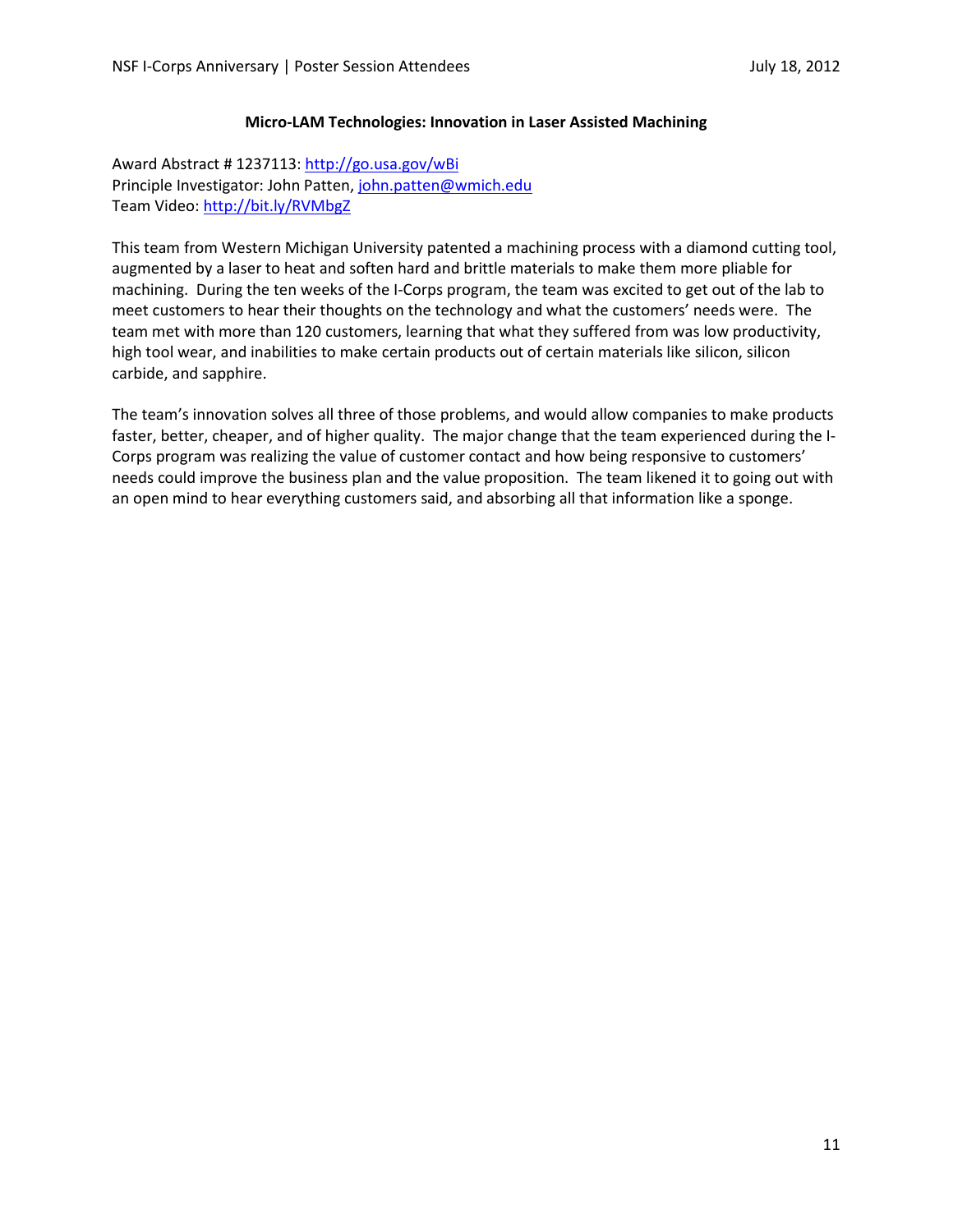### Micro-LAM Technologies: Innovation in Laser Assisted Machining

Award Abstract # 1237113: http://go.usa.gov/wBi
Principle Investigator: John Patten, john.patten@wmich.edu
Team Video: http://bit.ly/RVMbgZ

This team from Western Michigan University patented a machining process with a diamond cutting tool, augmented by a laser to heat and soften hard and brittle materials to make them more pliable for machining. During the ten weeks of the I-Corps program, the team was excited to get out of the lab to meet customers to hear their thoughts on the technology and what the customers' needs were. The team met with more than 120 customers, learning that what they suffered from was low productivity, high tool wear, and inabilities to make certain products out of certain materials like silicon, silicon carbide, and sapphire.

The team's innovation solves all three of those problems, and would allow companies to make products faster, better, cheaper, and of higher quality. The major change that the team experienced during the I-Corps program was realizing the value of customer contact and how being responsive to customers' needs could improve the business plan and the value proposition. The team likened it to going out with an open mind to hear everything customers said, and absorbing all that information like a sponge.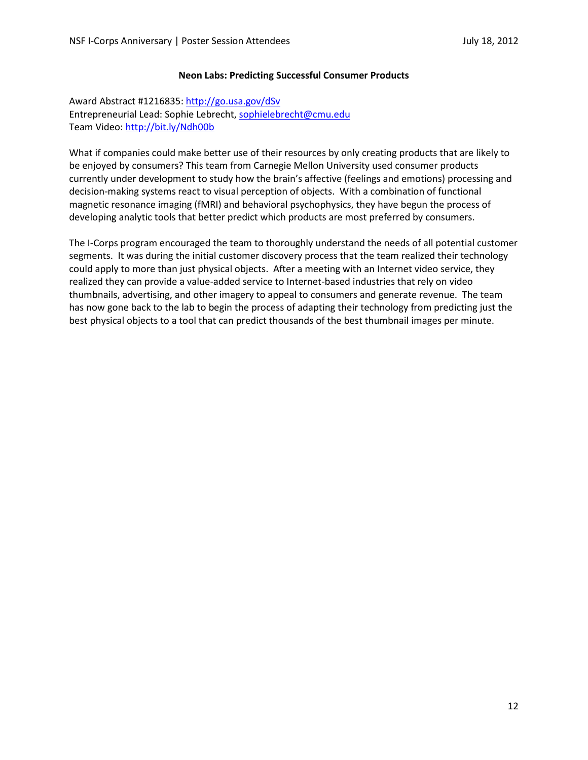## Neon Labs: Predicting Successful Consumer Products

Award Abstract #1216835: http://go.usa.gov/dSv
Entrepreneurial Lead: Sophie Lebrecht, sophielebrecht@cmu.edu
Team Video: http://bit.ly/Ndh00b

What if companies could make better use of their resources by only creating products that are likely to be enjoyed by consumers? This team from Carnegie Mellon University used consumer products currently under development to study how the brain's affective (feelings and emotions) processing and decision-making systems react to visual perception of objects. With a combination of functional magnetic resonance imaging (fMRI) and behavioral psychophysics, they have begun the process of developing analytic tools that better predict which products are most preferred by consumers.

The I-Corps program encouraged the team to thoroughly understand the needs of all potential customer segments. It was during the initial customer discovery process that the team realized their technology could apply to more than just physical objects. After a meeting with an Internet video service, they realized they can provide a value-added service to Internet-based industries that rely on video thumbnails, advertising, and other imagery to appeal to consumers and generate revenue. The team has now gone back to the lab to begin the process of adapting their technology from predicting just the best physical objects to a tool that can predict thousands of the best thumbnail images per minute.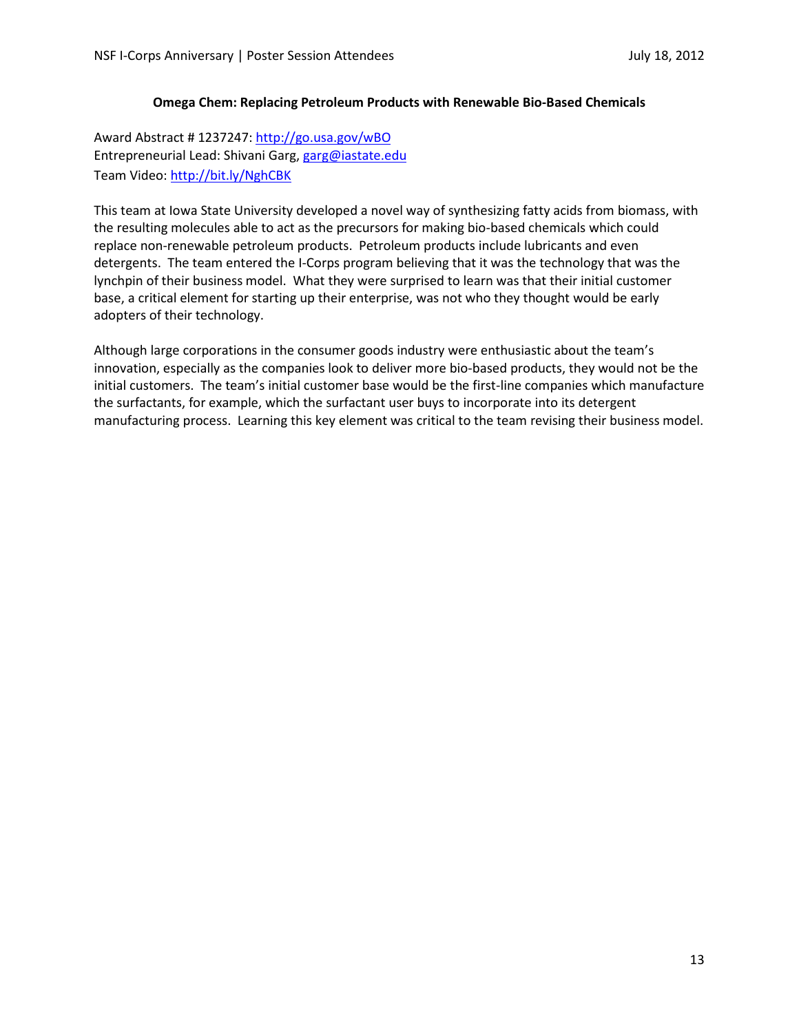## Omega Chem: Replacing Petroleum Products with Renewable Bio-Based Chemicals

Award Abstract # 1237247: http://go.usa.gov/wBO
Entrepreneurial Lead: Shivani Garg, garg@iastate.edu
Team Video: http://bit.ly/NghCBK

This team at Iowa State University developed a novel way of synthesizing fatty acids from biomass, with the resulting molecules able to act as the precursors for making bio-based chemicals which could replace non-renewable petroleum products. Petroleum products include lubricants and even detergents. The team entered the I-Corps program believing that it was the technology that was the lynchpin of their business model. What they were surprised to learn was that their initial customer base, a critical element for starting up their enterprise, was not who they thought would be early adopters of their technology.

Although large corporations in the consumer goods industry were enthusiastic about the team's innovation, especially as the companies look to deliver more bio-based products, they would not be the initial customers. The team's initial customer base would be the first-line companies which manufacture the surfactants, for example, which the surfactant user buys to incorporate into its detergent manufacturing process. Learning this key element was critical to the team revising their business model.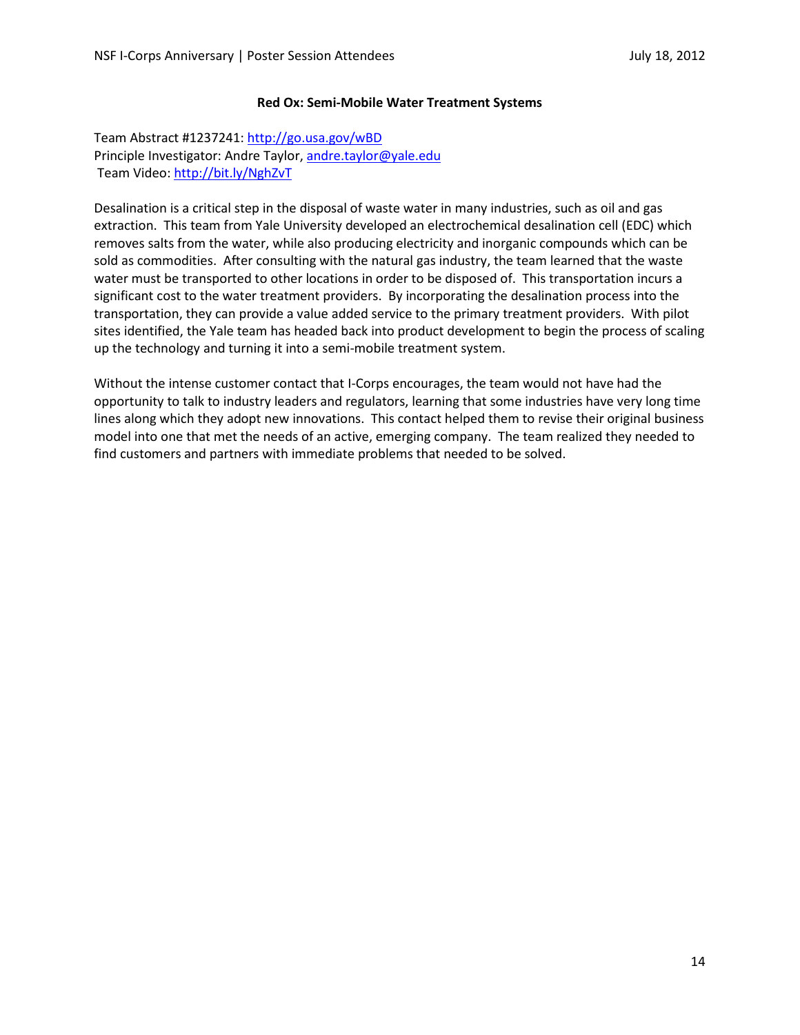## Red Ox: Semi-Mobile Water Treatment Systems

Team Abstract #1237241: http://go.usa.gov/wBD
Principle Investigator: Andre Taylor, andre.taylor@yale.edu
Team Video: http://bit.ly/NghZvT

Desalination is a critical step in the disposal of waste water in many industries, such as oil and gas extraction. This team from Yale University developed an electrochemical desalination cell (EDC) which removes salts from the water, while also producing electricity and inorganic compounds which can be sold as commodities. After consulting with the natural gas industry, the team learned that the waste water must be transported to other locations in order to be disposed of. This transportation incurs a significant cost to the water treatment providers. By incorporating the desalination process into the transportation, they can provide a value added service to the primary treatment providers. With pilot sites identified, the Yale team has headed back into product development to begin the process of scaling up the technology and turning it into a semi-mobile treatment system.

Without the intense customer contact that I-Corps encourages, the team would not have had the opportunity to talk to industry leaders and regulators, learning that some industries have very long time lines along which they adopt new innovations. This contact helped them to revise their original business model into one that met the needs of an active, emerging company. The team realized they needed to find customers and partners with immediate problems that needed to be solved.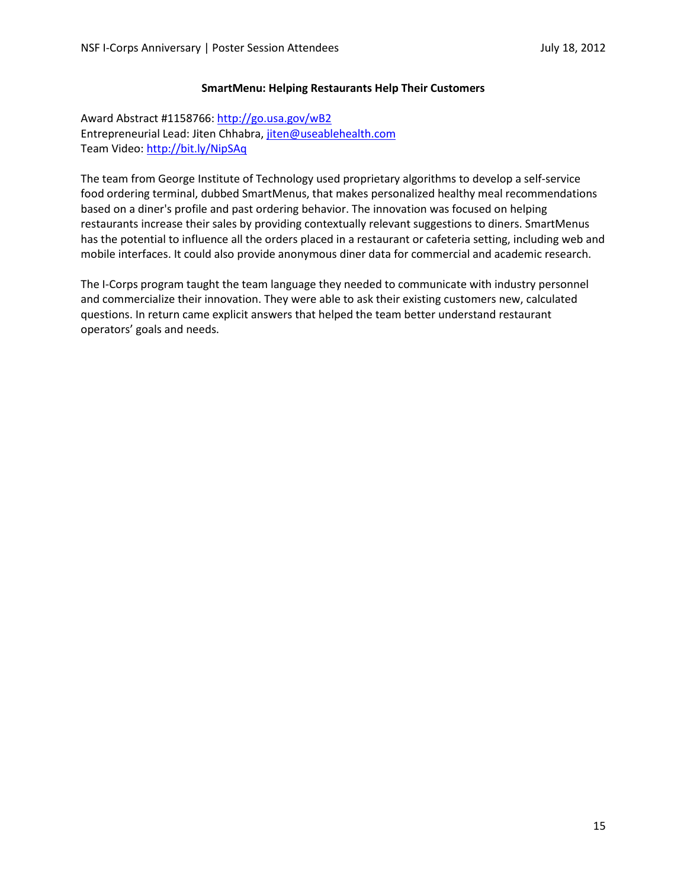## SmartMenu: Helping Restaurants Help Their Customers

Award Abstract #1158766: http://go.usa.gov/wB2
Entrepreneurial Lead: Jiten Chhabra, jiten@useablehealth.com
Team Video: http://bit.ly/NipSAq

The team from George Institute of Technology used proprietary algorithms to develop a self-service food ordering terminal, dubbed SmartMenus, that makes personalized healthy meal recommendations based on a diner's profile and past ordering behavior. The innovation was focused on helping restaurants increase their sales by providing contextually relevant suggestions to diners. SmartMenus has the potential to influence all the orders placed in a restaurant or cafeteria setting, including web and mobile interfaces. It could also provide anonymous diner data for commercial and academic research.

The I-Corps program taught the team language they needed to communicate with industry personnel and commercialize their innovation. They were able to ask their existing customers new, calculated questions. In return came explicit answers that helped the team better understand restaurant operators' goals and needs.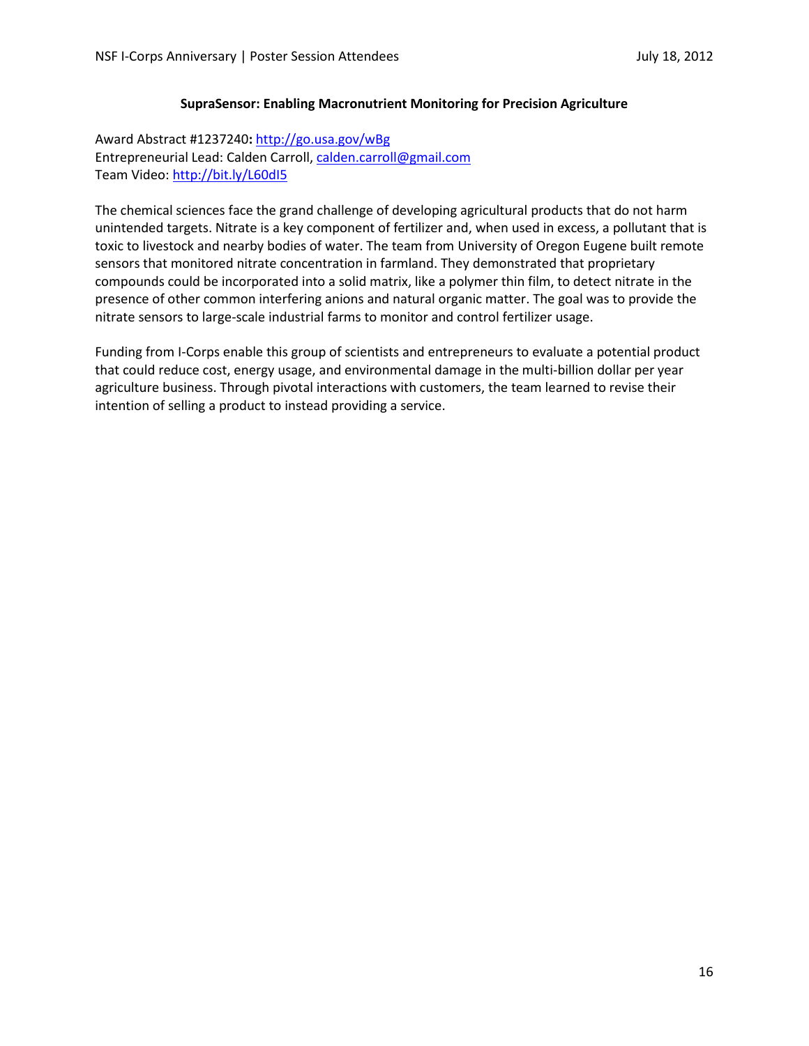### SupraSensor: Enabling Macronutrient Monitoring for Precision Agriculture

Award Abstract #1237240**:** http://go.usa.gov/wBg
Entrepreneurial Lead: Calden Carroll, calden.carroll@gmail.com
Team Video: http://bit.ly/L60dI5

The chemical sciences face the grand challenge of developing agricultural products that do not harm unintended targets. Nitrate is a key component of fertilizer and, when used in excess, a pollutant that is toxic to livestock and nearby bodies of water. The team from University of Oregon Eugene built remote sensors that monitored nitrate concentration in farmland. They demonstrated that proprietary compounds could be incorporated into a solid matrix, like a polymer thin film, to detect nitrate in the presence of other common interfering anions and natural organic matter. The goal was to provide the nitrate sensors to large-scale industrial farms to monitor and control fertilizer usage.

Funding from I-Corps enable this group of scientists and entrepreneurs to evaluate a potential product that could reduce cost, energy usage, and environmental damage in the multi-billion dollar per year agriculture business. Through pivotal interactions with customers, the team learned to revise their intention of selling a product to instead providing a service.